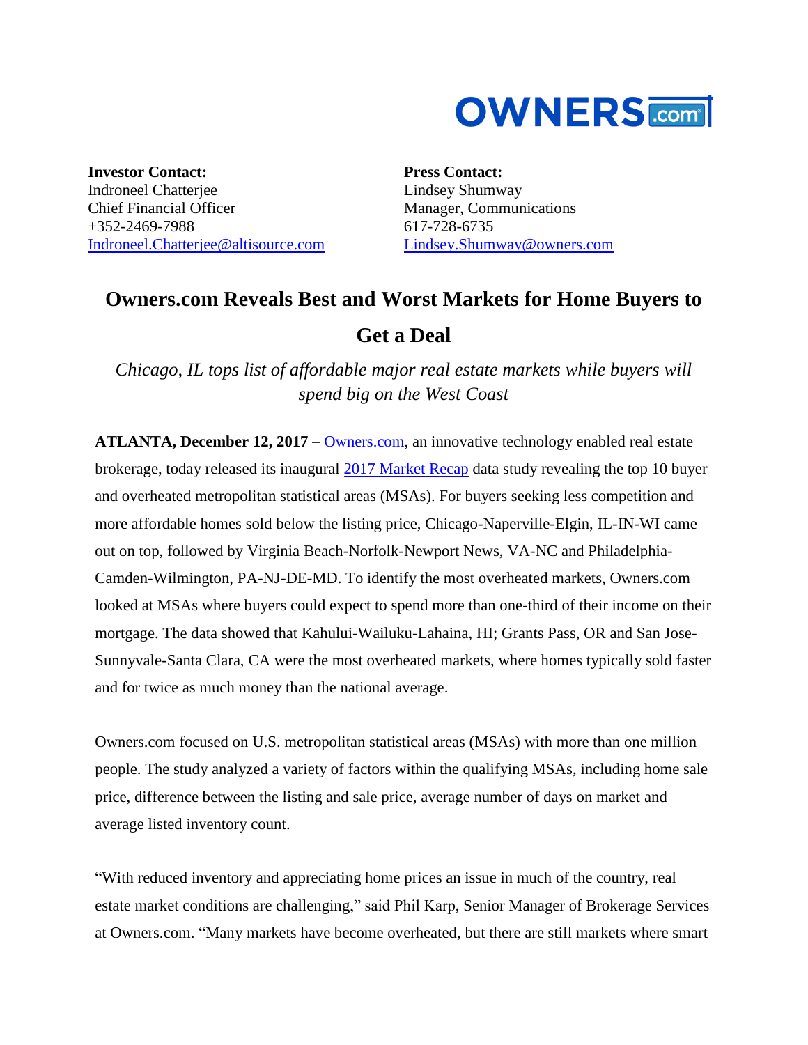OWNERS.com

**Investor Contact:**
Indroneel Chatterjee
Chief Financial Officer
+352-2469-7988
[Indroneel.Chatterjee@altisource.com](mailto:Indroneel.Chatterjee@altisource.com)

**Press Contact:**
Lindsey Shumway
Manager, Communications
617-728-6735
[Lindsey.Shumway@owners.com](mailto:Lindsey.Shumway@owners.com)

# Owners.com Reveals Best and Worst Markets for Home Buyers to Get a Deal

*Chicago, IL tops list of affordable major real estate markets while buyers will spend big on the West Coast*

**ATLANTA, December 12, 2017** – [Owners.com](Owners.com), an innovative technology enabled real estate brokerage, today released its inaugural [2017 Market Recap](2017 Market Recap) data study revealing the top 10 buyer and overheated metropolitan statistical areas (MSAs). For buyers seeking less competition and more affordable homes sold below the listing price, Chicago-Naperville-Elgin, IL-IN-WI came out on top, followed by Virginia Beach-Norfolk-Newport News, VA-NC and Philadelphia-Camden-Wilmington, PA-NJ-DE-MD. To identify the most overheated markets, Owners.com looked at MSAs where buyers could expect to spend more than one-third of their income on their mortgage. The data showed that Kahului-Wailuku-Lahaina, HI; Grants Pass, OR and San Jose-Sunnyvale-Santa Clara, CA were the most overheated markets, where homes typically sold faster and for twice as much money than the national average.

Owners.com focused on U.S. metropolitan statistical areas (MSAs) with more than one million people. The study analyzed a variety of factors within the qualifying MSAs, including home sale price, difference between the listing and sale price, average number of days on market and average listed inventory count.

"With reduced inventory and appreciating home prices an issue in much of the country, real estate market conditions are challenging," said Phil Karp, Senior Manager of Brokerage Services at Owners.com. "Many markets have become overheated, but there are still markets where smart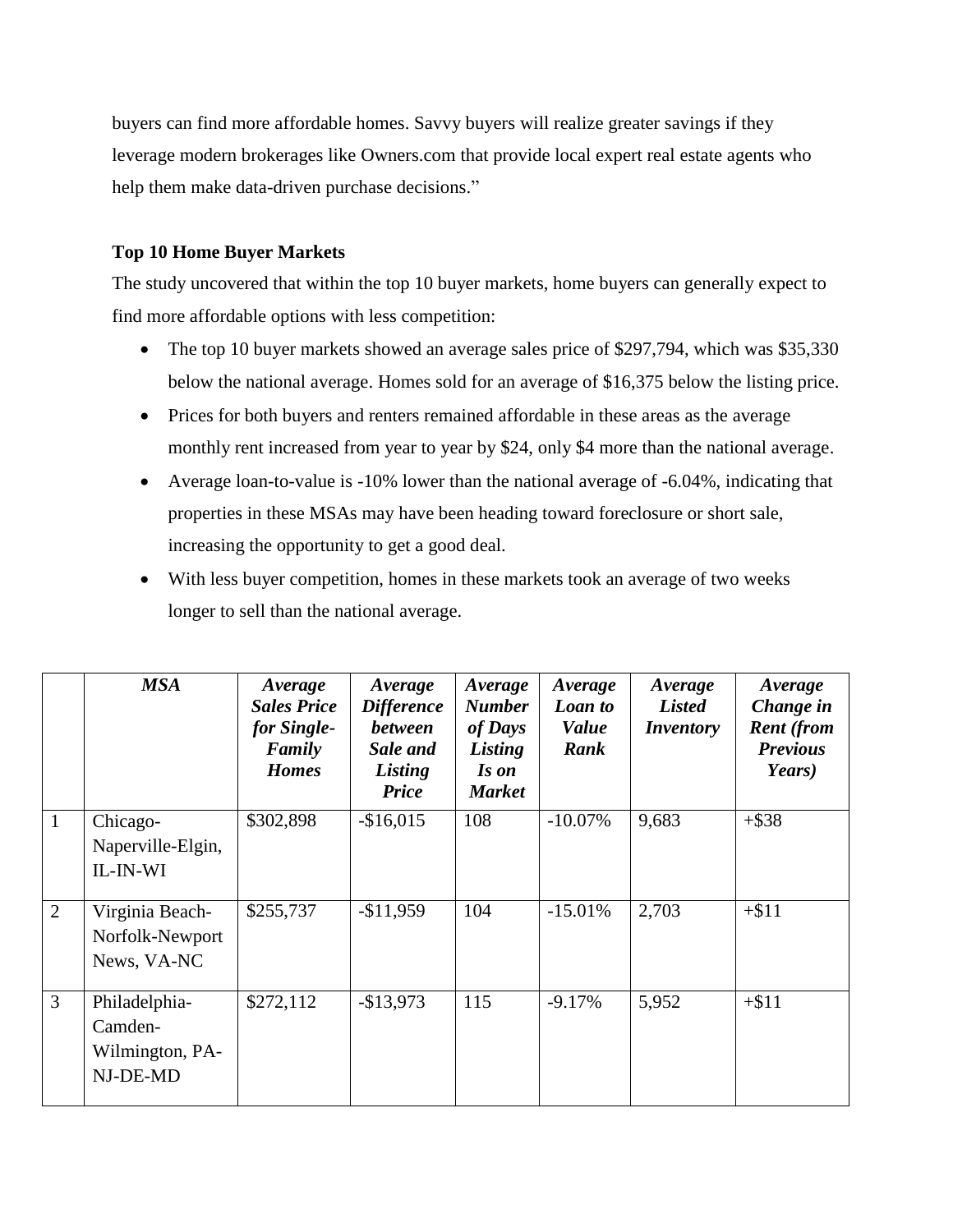buyers can find more affordable homes. Savvy buyers will realize greater savings if they leverage modern brokerages like Owners.com that provide local expert real estate agents who help them make data-driven purchase decisions."

**Top 10 Home Buyer Markets**

The study uncovered that within the top 10 buyer markets, home buyers can generally expect to find more affordable options with less competition:

- The top 10 buyer markets showed an average sales price of $297,794, which was $35,330 below the national average. Homes sold for an average of $16,375 below the listing price.
- Prices for both buyers and renters remained affordable in these areas as the average monthly rent increased from year to year by $24, only $4 more than the national average.
- Average loan-to-value is -10% lower than the national average of -6.04%, indicating that properties in these MSAs may have been heading toward foreclosure or short sale, increasing the opportunity to get a good deal.
- With less buyer competition, homes in these markets took an average of two weeks longer to sell than the national average.

| | ***MSA*** | ***Average Sales Price for Single-Family Homes*** | ***Average Difference between Sale and Listing Price*** | ***Average Number of Days Listing Is on Market*** | ***Average Loan to Value Rank*** | ***Average Listed Inventory*** | ***Average Change in Rent (from Previous Years)*** |
|---|---|---|---|---|---|---|---|
| 1 | Chicago-Naperville-Elgin, IL-IN-WI | $302,898 | -$16,015 | 108 | -10.07% | 9,683 | +$38 |
| 2 | Virginia Beach-Norfolk-Newport News, VA-NC | $255,737 | -$11,959 | 104 | -15.01% | 2,703 | +$11 |
| 3 | Philadelphia-Camden-Wilmington, PA-NJ-DE-MD | $272,112 | -$13,973 | 115 | -9.17% | 5,952 | +$11 |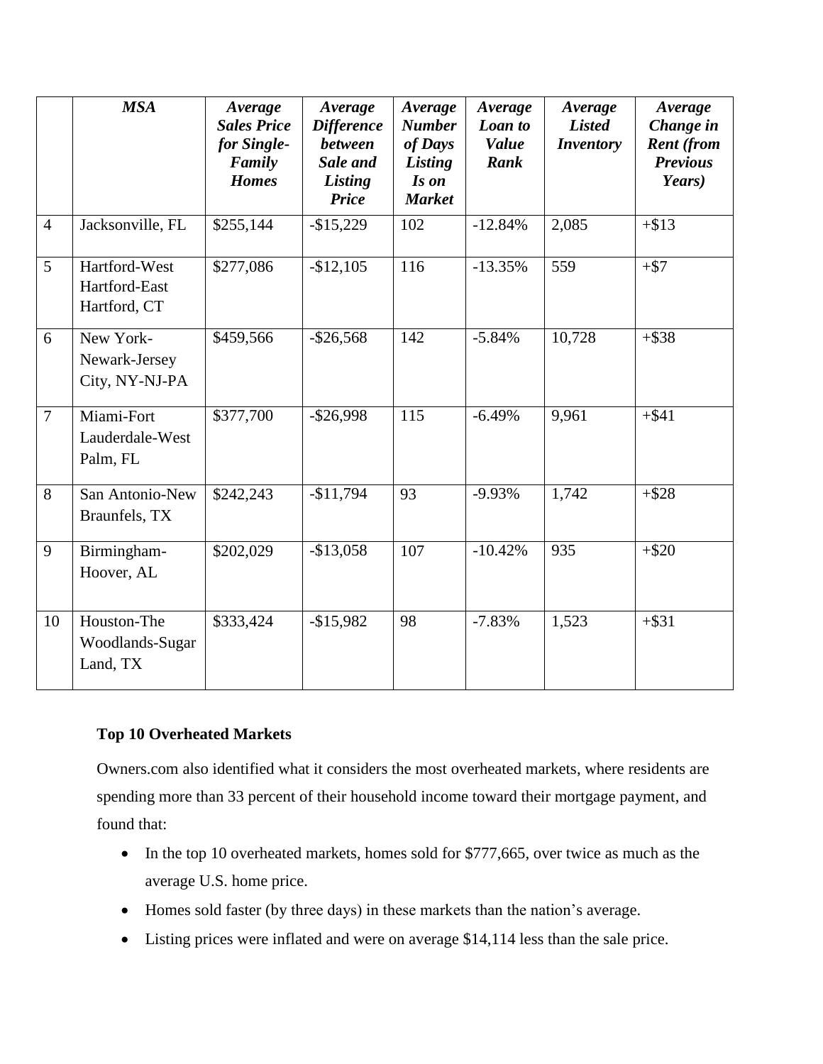| | *MSA* | *Average Sales Price for Single-Family Homes* | *Average Difference between Sale and Listing Price* | *Average Number of Days Listing Is on Market* | *Average Loan to Value Rank* | *Average Listed Inventory* | *Average Change in Rent (from Previous Years)* |
|---|---|---|---|---|---|---|---|
| 4 | Jacksonville, FL | $255,144 | -$15,229 | 102 | -12.84% | 2,085 | +$13 |
| 5 | Hartford-West Hartford-East Hartford, CT | $277,086 | -$12,105 | 116 | -13.35% | 559 | +$7 |
| 6 | New York-Newark-Jersey City, NY-NJ-PA | $459,566 | -$26,568 | 142 | -5.84% | 10,728 | +$38 |
| 7 | Miami-Fort Lauderdale-West Palm, FL | $377,700 | -$26,998 | 115 | -6.49% | 9,961 | +$41 |
| 8 | San Antonio-New Braunfels, TX | $242,243 | -$11,794 | 93 | -9.93% | 1,742 | +$28 |
| 9 | Birmingham-Hoover, AL | $202,029 | -$13,058 | 107 | -10.42% | 935 | +$20 |
| 10 | Houston-The Woodlands-Sugar Land, TX | $333,424 | -$15,982 | 98 | -7.83% | 1,523 | +$31 |

**Top 10 Overheated Markets**

Owners.com also identified what it considers the most overheated markets, where residents are spending more than 33 percent of their household income toward their mortgage payment, and found that:

- In the top 10 overheated markets, homes sold for $777,665, over twice as much as the average U.S. home price.
- Homes sold faster (by three days) in these markets than the nation's average.
- Listing prices were inflated and were on average $14,114 less than the sale price.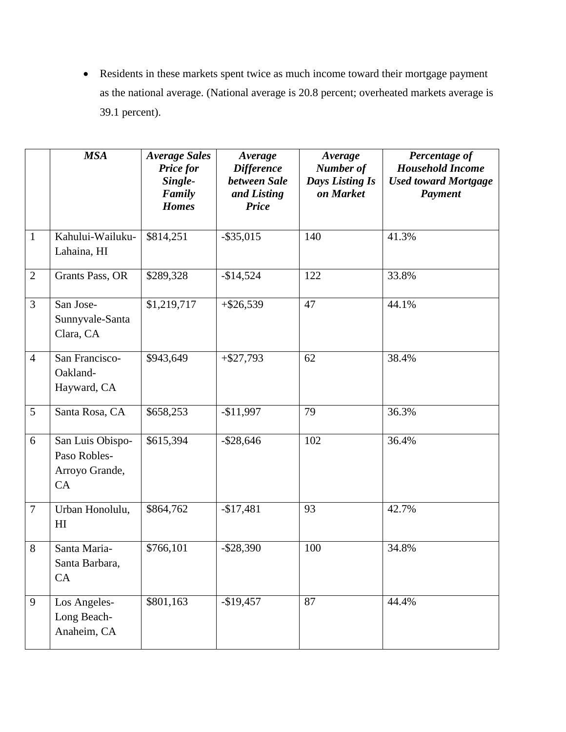- Residents in these markets spent twice as much income toward their mortgage payment as the national average. (National average is 20.8 percent; overheated markets average is 39.1 percent).

| | ***MSA*** | ***Average Sales Price for Single-Family Homes*** | ***Average Difference between Sale and Listing Price*** | ***Average Number of Days Listing Is on Market*** | ***Percentage of Household Income Used toward Mortgage Payment*** |
|---|---|---|---|---|---|
| 1 | Kahului-Wailuku-Lahaina, HI | $814,251 | -$35,015 | 140 | 41.3% |
| 2 | Grants Pass, OR | $289,328 | -$14,524 | 122 | 33.8% |
| 3 | San Jose-Sunnyvale-Santa Clara, CA | $1,219,717 | +$26,539 | 47 | 44.1% |
| 4 | San Francisco-Oakland-Hayward, CA | $943,649 | +$27,793 | 62 | 38.4% |
| 5 | Santa Rosa, CA | $658,253 | -$11,997 | 79 | 36.3% |
| 6 | San Luis Obispo-Paso Robles-Arroyo Grande, CA | $615,394 | -$28,646 | 102 | 36.4% |
| 7 | Urban Honolulu, HI | $864,762 | -$17,481 | 93 | 42.7% |
| 8 | Santa Maria-Santa Barbara, CA | $766,101 | -$28,390 | 100 | 34.8% |
| 9 | Los Angeles-Long Beach-Anaheim, CA | $801,163 | -$19,457 | 87 | 44.4% |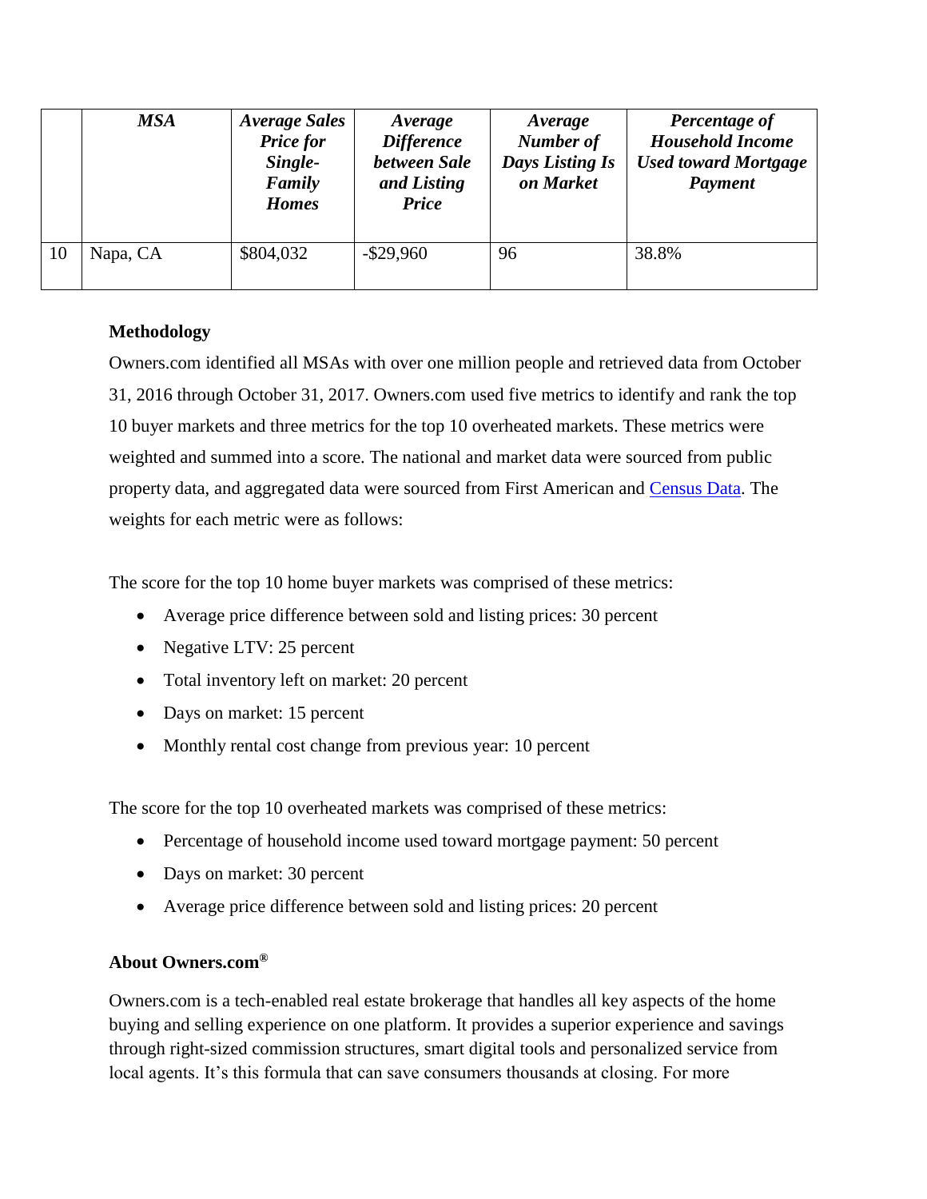| | *MSA* | *Average Sales Price for Single-Family Homes* | *Average Difference between Sale and Listing Price* | *Average Number of Days Listing Is on Market* | *Percentage of Household Income Used toward Mortgage Payment* |
|---|---|---|---|---|---|
| 10 | Napa, CA | $804,032 | -$29,960 | 96 | 38.8% |

**Methodology**

Owners.com identified all MSAs with over one million people and retrieved data from October 31, 2016 through October 31, 2017. Owners.com used five metrics to identify and rank the top 10 buyer markets and three metrics for the top 10 overheated markets. These metrics were weighted and summed into a score. The national and market data were sourced from public property data, and aggregated data were sourced from First American and Census Data. The weights for each metric were as follows:

The score for the top 10 home buyer markets was comprised of these metrics:

- Average price difference between sold and listing prices: 30 percent
- Negative LTV: 25 percent
- Total inventory left on market: 20 percent
- Days on market: 15 percent
- Monthly rental cost change from previous year: 10 percent

The score for the top 10 overheated markets was comprised of these metrics:

- Percentage of household income used toward mortgage payment: 50 percent
- Days on market: 30 percent
- Average price difference between sold and listing prices: 20 percent

**About Owners.com®**

Owners.com is a tech-enabled real estate brokerage that handles all key aspects of the home buying and selling experience on one platform. It provides a superior experience and savings through right-sized commission structures, smart digital tools and personalized service from local agents. It's this formula that can save consumers thousands at closing. For more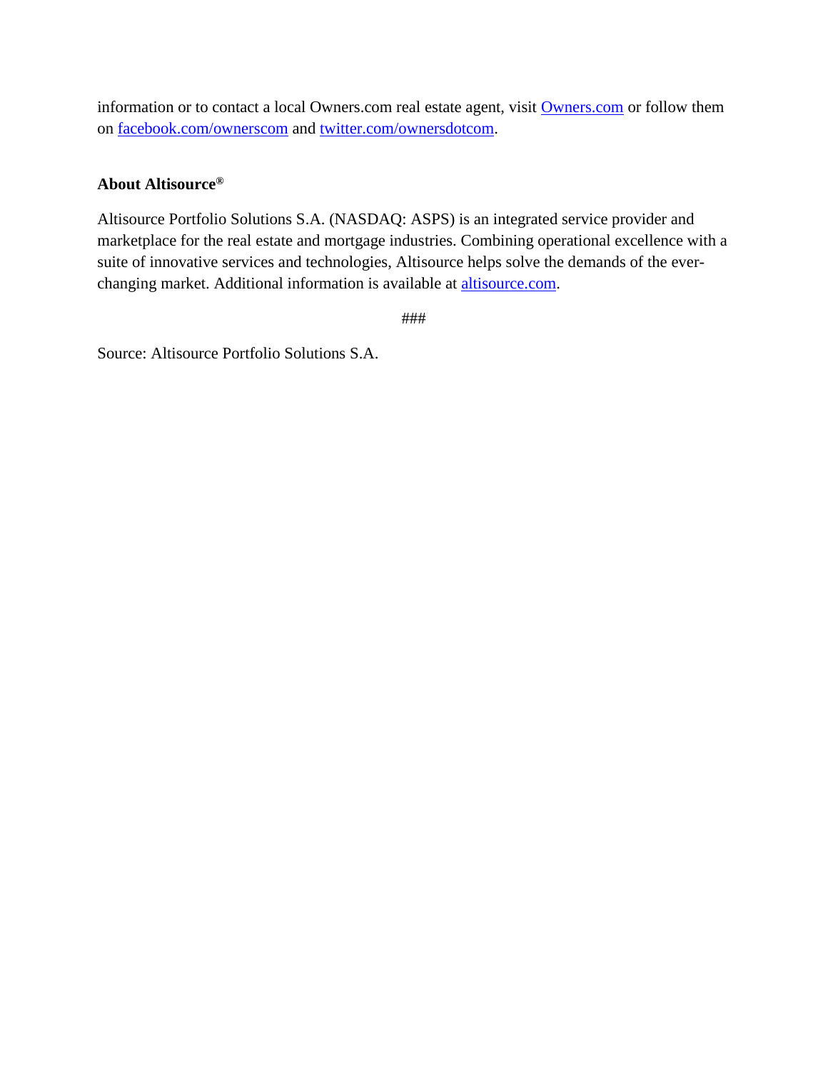information or to contact a local Owners.com real estate agent, visit Owners.com or follow them on facebook.com/ownerscom and twitter.com/ownersdotcom.

**About Altisource®**

Altisource Portfolio Solutions S.A. (NASDAQ: ASPS) is an integrated service provider and marketplace for the real estate and mortgage industries. Combining operational excellence with a suite of innovative services and technologies, Altisource helps solve the demands of the ever-changing market. Additional information is available at altisource.com.

###

Source: Altisource Portfolio Solutions S.A.